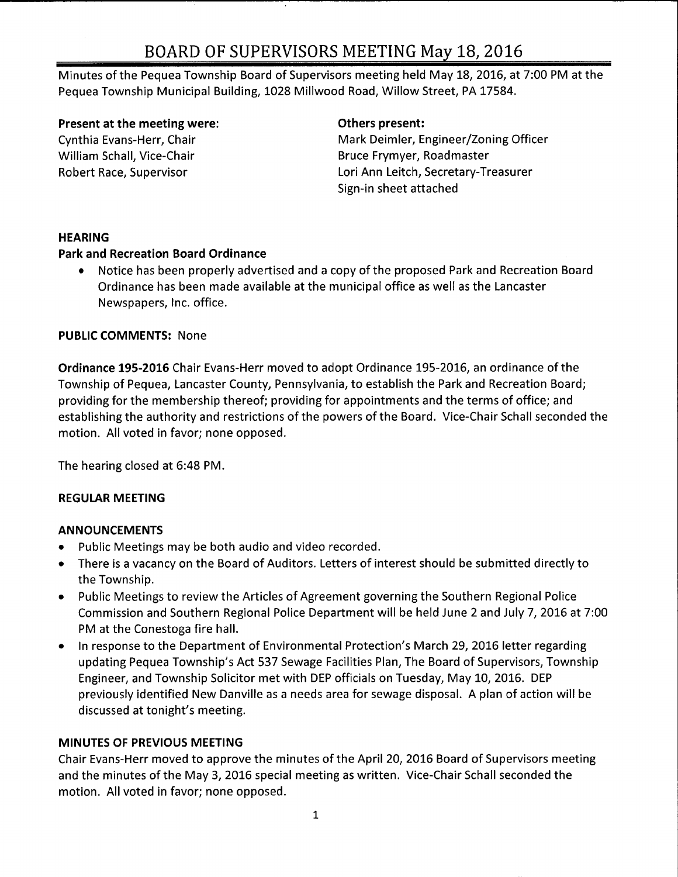# BOARD OF SUPERVISORS MEETING May 18, 2016

Minutes of the Pequea Township Board of Supervisors meeting held May 18, 2016, at 7:00 PM at the Pequea Township Municipal Building, 1028 Millwood Road, Willow Street, PA 17584.

**Present at the meeting were:**
Cynthia Evans-Herr, Chair
William Schall, Vice-Chair
Robert Race, Supervisor

**Others present:**
Mark Deimler, Engineer/Zoning Officer
Bruce Frymyer, Roadmaster
Lori Ann Leitch, Secretary-Treasurer
Sign-in sheet attached

## HEARING

### Park and Recreation Board Ordinance

- Notice has been properly advertised and a copy of the proposed Park and Recreation Board Ordinance has been made available at the municipal office as well as the Lancaster Newspapers, Inc. office.

**PUBLIC COMMENTS:** None

**Ordinance 195-2016** Chair Evans-Herr moved to adopt Ordinance 195-2016, an ordinance of the Township of Pequea, Lancaster County, Pennsylvania, to establish the Park and Recreation Board; providing for the membership thereof; providing for appointments and the terms of office; and establishing the authority and restrictions of the powers of the Board. Vice-Chair Schall seconded the motion. All voted in favor; none opposed.

The hearing closed at 6:48 PM.

## REGULAR MEETING

### ANNOUNCEMENTS

- Public Meetings may be both audio and video recorded.
- There is a vacancy on the Board of Auditors. Letters of interest should be submitted directly to the Township.
- Public Meetings to review the Articles of Agreement governing the Southern Regional Police Commission and Southern Regional Police Department will be held June 2 and July 7, 2016 at 7:00 PM at the Conestoga fire hall.
- In response to the Department of Environmental Protection's March 29, 2016 letter regarding updating Pequea Township's Act 537 Sewage Facilities Plan, The Board of Supervisors, Township Engineer, and Township Solicitor met with DEP officials on Tuesday, May 10, 2016. DEP previously identified New Danville as a needs area for sewage disposal. A plan of action will be discussed at tonight's meeting.

### MINUTES OF PREVIOUS MEETING

Chair Evans-Herr moved to approve the minutes of the April 20, 2016 Board of Supervisors meeting and the minutes of the May 3, 2016 special meeting as written. Vice-Chair Schall seconded the motion. All voted in favor; none opposed.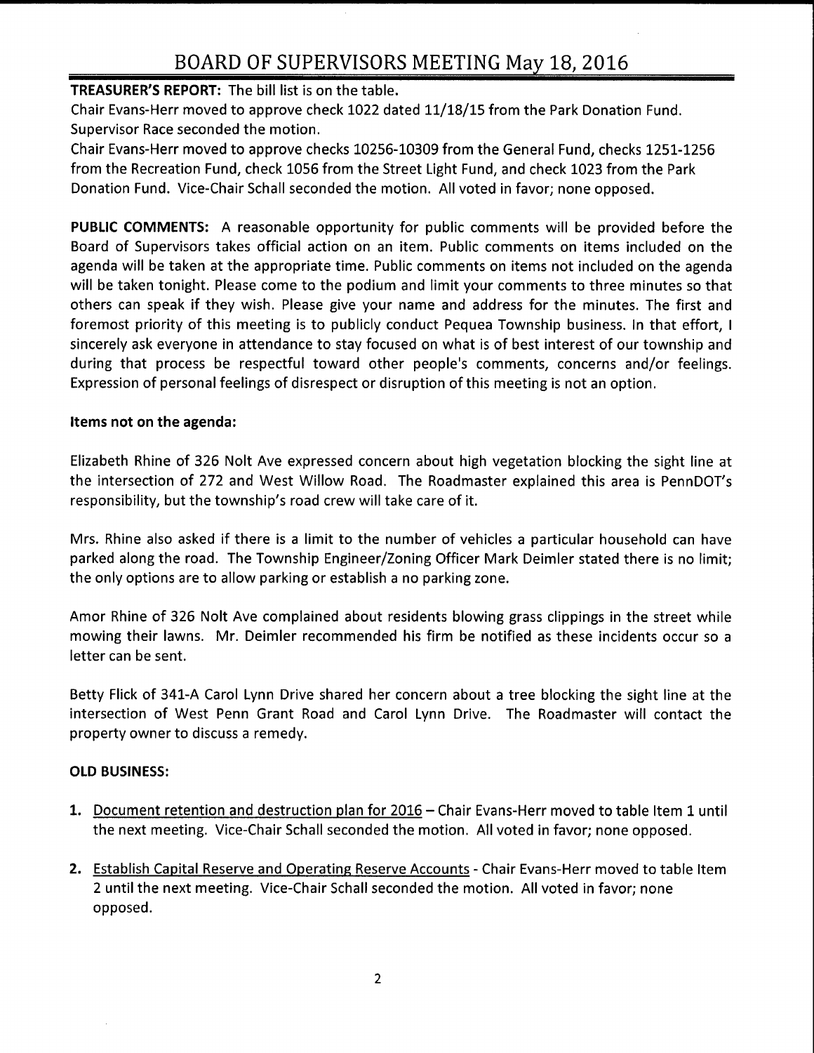# BOARD OF SUPERVISORS MEETING May 18, 2016

**TREASURER'S REPORT:** The bill list is on the table.

Chair Evans-Herr moved to approve check 1022 dated 11/18/15 from the Park Donation Fund. Supervisor Race seconded the motion.

Chair Evans-Herr moved to approve checks 10256-10309 from the General Fund, checks 1251-1256 from the Recreation Fund, check 1056 from the Street Light Fund, and check 1023 from the Park Donation Fund. Vice-Chair Schall seconded the motion. All voted in favor; none opposed.

**PUBLIC COMMENTS:** A reasonable opportunity for public comments will be provided before the Board of Supervisors takes official action on an item. Public comments on items included on the agenda will be taken at the appropriate time. Public comments on items not included on the agenda will be taken tonight. Please come to the podium and limit your comments to three minutes so that others can speak if they wish. Please give your name and address for the minutes. The first and foremost priority of this meeting is to publicly conduct Pequea Township business. In that effort, I sincerely ask everyone in attendance to stay focused on what is of best interest of our township and during that process be respectful toward other people's comments, concerns and/or feelings. Expression of personal feelings of disrespect or disruption of this meeting is not an option.

**Items not on the agenda:**

Elizabeth Rhine of 326 Nolt Ave expressed concern about high vegetation blocking the sight line at the intersection of 272 and West Willow Road. The Roadmaster explained this area is PennDOT's responsibility, but the township's road crew will take care of it.

Mrs. Rhine also asked if there is a limit to the number of vehicles a particular household can have parked along the road. The Township Engineer/Zoning Officer Mark Deimler stated there is no limit; the only options are to allow parking or establish a no parking zone.

Amor Rhine of 326 Nolt Ave complained about residents blowing grass clippings in the street while mowing their lawns. Mr. Deimler recommended his firm be notified as these incidents occur so a letter can be sent.

Betty Flick of 341-A Carol Lynn Drive shared her concern about a tree blocking the sight line at the intersection of West Penn Grant Road and Carol Lynn Drive. The Roadmaster will contact the property owner to discuss a remedy.

**OLD BUSINESS:**

1. Document retention and destruction plan for 2016 – Chair Evans-Herr moved to table Item 1 until the next meeting. Vice-Chair Schall seconded the motion. All voted in favor; none opposed.

2. Establish Capital Reserve and Operating Reserve Accounts - Chair Evans-Herr moved to table Item 2 until the next meeting. Vice-Chair Schall seconded the motion. All voted in favor; none opposed.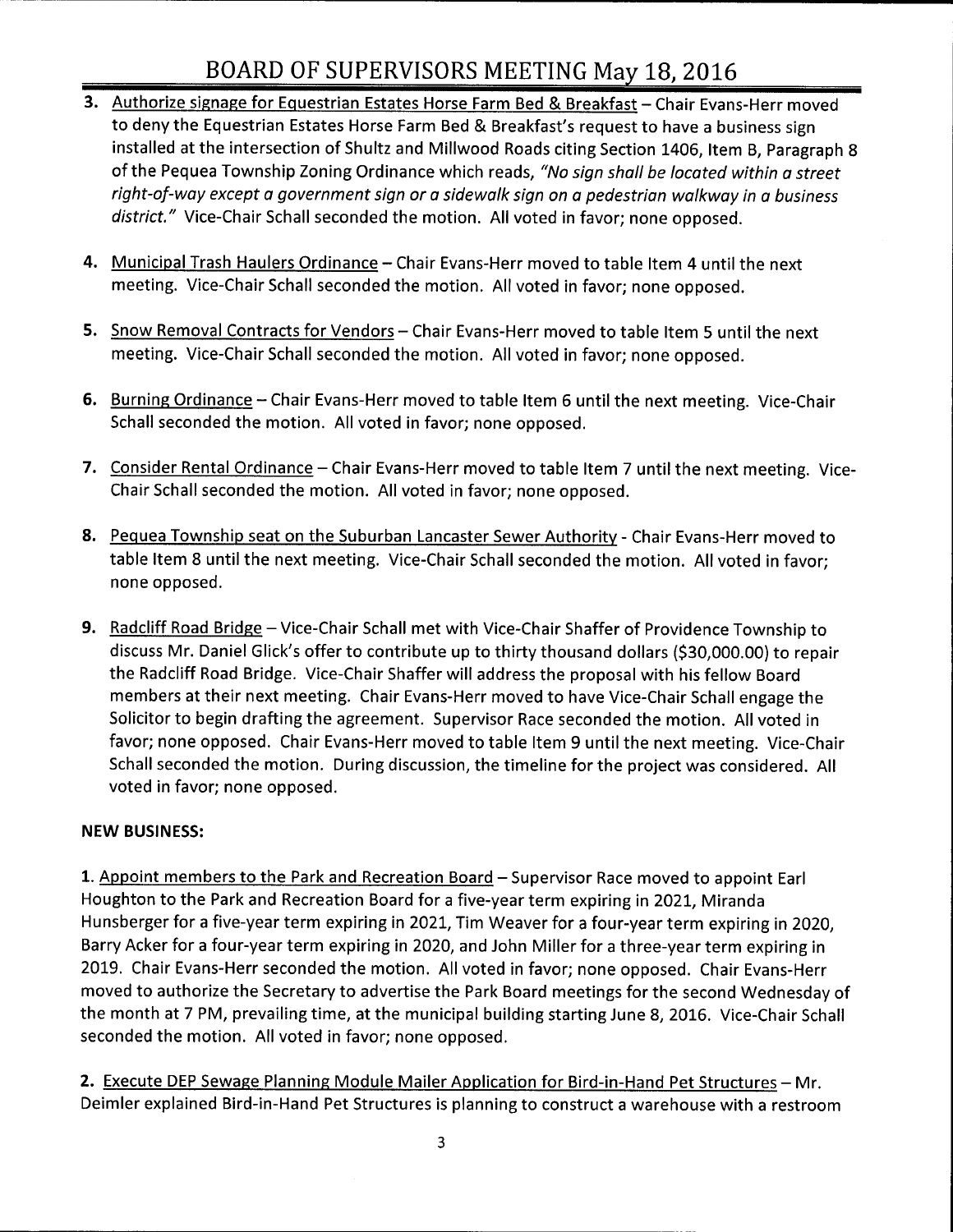3. Authorize signage for Equestrian Estates Horse Farm Bed & Breakfast – Chair Evans-Herr moved to deny the Equestrian Estates Horse Farm Bed & Breakfast's request to have a business sign installed at the intersection of Shultz and Millwood Roads citing Section 1406, Item B, Paragraph 8 of the Pequea Township Zoning Ordinance which reads, *"No sign shall be located within a street right-of-way except a government sign or a sidewalk sign on a pedestrian walkway in a business district."* Vice-Chair Schall seconded the motion. All voted in favor; none opposed.

4. Municipal Trash Haulers Ordinance – Chair Evans-Herr moved to table Item 4 until the next meeting. Vice-Chair Schall seconded the motion. All voted in favor; none opposed.

5. Snow Removal Contracts for Vendors – Chair Evans-Herr moved to table Item 5 until the next meeting. Vice-Chair Schall seconded the motion. All voted in favor; none opposed.

6. Burning Ordinance – Chair Evans-Herr moved to table Item 6 until the next meeting. Vice-Chair Schall seconded the motion. All voted in favor; none opposed.

7. Consider Rental Ordinance – Chair Evans-Herr moved to table Item 7 until the next meeting. Vice-Chair Schall seconded the motion. All voted in favor; none opposed.

8. Pequea Township seat on the Suburban Lancaster Sewer Authority - Chair Evans-Herr moved to table Item 8 until the next meeting. Vice-Chair Schall seconded the motion. All voted in favor; none opposed.

9. Radcliff Road Bridge – Vice-Chair Schall met with Vice-Chair Shaffer of Providence Township to discuss Mr. Daniel Glick's offer to contribute up to thirty thousand dollars ($30,000.00) to repair the Radcliff Road Bridge. Vice-Chair Shaffer will address the proposal with his fellow Board members at their next meeting. Chair Evans-Herr moved to have Vice-Chair Schall engage the Solicitor to begin drafting the agreement. Supervisor Race seconded the motion. All voted in favor; none opposed. Chair Evans-Herr moved to table Item 9 until the next meeting. Vice-Chair Schall seconded the motion. During discussion, the timeline for the project was considered. All voted in favor; none opposed.

**NEW BUSINESS:**

1. Appoint members to the Park and Recreation Board – Supervisor Race moved to appoint Earl Houghton to the Park and Recreation Board for a five-year term expiring in 2021, Miranda Hunsberger for a five-year term expiring in 2021, Tim Weaver for a four-year term expiring in 2020, Barry Acker for a four-year term expiring in 2020, and John Miller for a three-year term expiring in 2019. Chair Evans-Herr seconded the motion. All voted in favor; none opposed. Chair Evans-Herr moved to authorize the Secretary to advertise the Park Board meetings for the second Wednesday of the month at 7 PM, prevailing time, at the municipal building starting June 8, 2016. Vice-Chair Schall seconded the motion. All voted in favor; none opposed.

2. Execute DEP Sewage Planning Module Mailer Application for Bird-in-Hand Pet Structures – Mr. Deimler explained Bird-in-Hand Pet Structures is planning to construct a warehouse with a restroom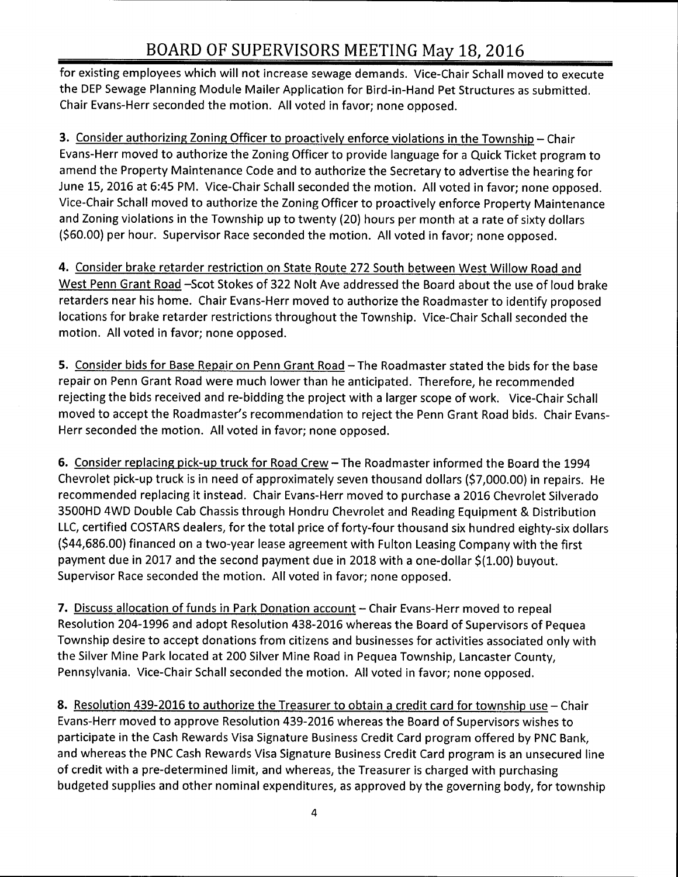for existing employees which will not increase sewage demands. Vice-Chair Schall moved to execute the DEP Sewage Planning Module Mailer Application for Bird-in-Hand Pet Structures as submitted. Chair Evans-Herr seconded the motion. All voted in favor; none opposed.

**3.** Consider authorizing Zoning Officer to proactively enforce violations in the Township – Chair Evans-Herr moved to authorize the Zoning Officer to provide language for a Quick Ticket program to amend the Property Maintenance Code and to authorize the Secretary to advertise the hearing for June 15, 2016 at 6:45 PM. Vice-Chair Schall seconded the motion. All voted in favor; none opposed. Vice-Chair Schall moved to authorize the Zoning Officer to proactively enforce Property Maintenance and Zoning violations in the Township up to twenty (20) hours per month at a rate of sixty dollars ($60.00) per hour. Supervisor Race seconded the motion. All voted in favor; none opposed.

**4.** Consider brake retarder restriction on State Route 272 South between West Willow Road and West Penn Grant Road –Scot Stokes of 322 Nolt Ave addressed the Board about the use of loud brake retarders near his home. Chair Evans-Herr moved to authorize the Roadmaster to identify proposed locations for brake retarder restrictions throughout the Township. Vice-Chair Schall seconded the motion. All voted in favor; none opposed.

**5.** Consider bids for Base Repair on Penn Grant Road – The Roadmaster stated the bids for the base repair on Penn Grant Road were much lower than he anticipated. Therefore, he recommended rejecting the bids received and re-bidding the project with a larger scope of work. Vice-Chair Schall moved to accept the Roadmaster's recommendation to reject the Penn Grant Road bids. Chair Evans-Herr seconded the motion. All voted in favor; none opposed.

**6.** Consider replacing pick-up truck for Road Crew – The Roadmaster informed the Board the 1994 Chevrolet pick-up truck is in need of approximately seven thousand dollars ($7,000.00) in repairs. He recommended replacing it instead. Chair Evans-Herr moved to purchase a 2016 Chevrolet Silverado 3500HD 4WD Double Cab Chassis through Hondru Chevrolet and Reading Equipment & Distribution LLC, certified COSTARS dealers, for the total price of forty-four thousand six hundred eighty-six dollars ($44,686.00) financed on a two-year lease agreement with Fulton Leasing Company with the first payment due in 2017 and the second payment due in 2018 with a one-dollar $(1.00) buyout. Supervisor Race seconded the motion. All voted in favor; none opposed.

**7.** Discuss allocation of funds in Park Donation account – Chair Evans-Herr moved to repeal Resolution 204-1996 and adopt Resolution 438-2016 whereas the Board of Supervisors of Pequea Township desire to accept donations from citizens and businesses for activities associated only with the Silver Mine Park located at 200 Silver Mine Road in Pequea Township, Lancaster County, Pennsylvania. Vice-Chair Schall seconded the motion. All voted in favor; none opposed.

**8.** Resolution 439-2016 to authorize the Treasurer to obtain a credit card for township use – Chair Evans-Herr moved to approve Resolution 439-2016 whereas the Board of Supervisors wishes to participate in the Cash Rewards Visa Signature Business Credit Card program offered by PNC Bank, and whereas the PNC Cash Rewards Visa Signature Business Credit Card program is an unsecured line of credit with a pre-determined limit, and whereas, the Treasurer is charged with purchasing budgeted supplies and other nominal expenditures, as approved by the governing body, for township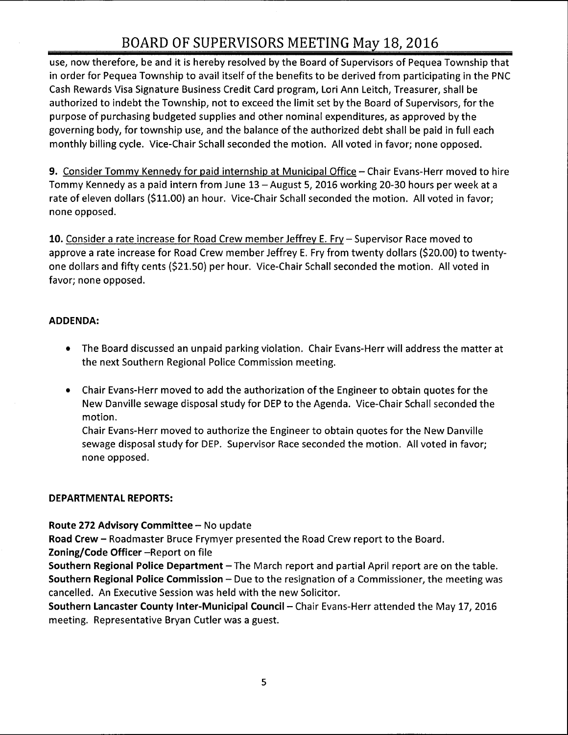use, now therefore, be and it is hereby resolved by the Board of Supervisors of Pequea Township that in order for Pequea Township to avail itself of the benefits to be derived from participating in the PNC Cash Rewards Visa Signature Business Credit Card program, Lori Ann Leitch, Treasurer, shall be authorized to indebt the Township, not to exceed the limit set by the Board of Supervisors, for the purpose of purchasing budgeted supplies and other nominal expenditures, as approved by the governing body, for township use, and the balance of the authorized debt shall be paid in full each monthly billing cycle. Vice-Chair Schall seconded the motion. All voted in favor; none opposed.

**9.** Consider Tommy Kennedy for paid internship at Municipal Office – Chair Evans-Herr moved to hire Tommy Kennedy as a paid intern from June 13 – August 5, 2016 working 20-30 hours per week at a rate of eleven dollars ($11.00) an hour. Vice-Chair Schall seconded the motion. All voted in favor; none opposed.

**10.** Consider a rate increase for Road Crew member Jeffrey E. Fry – Supervisor Race moved to approve a rate increase for Road Crew member Jeffrey E. Fry from twenty dollars ($20.00) to twenty-one dollars and fifty cents ($21.50) per hour. Vice-Chair Schall seconded the motion. All voted in favor; none opposed.

**ADDENDA:**

- The Board discussed an unpaid parking violation. Chair Evans-Herr will address the matter at the next Southern Regional Police Commission meeting.

- Chair Evans-Herr moved to add the authorization of the Engineer to obtain quotes for the New Danville sewage disposal study for DEP to the Agenda. Vice-Chair Schall seconded the motion.
  Chair Evans-Herr moved to authorize the Engineer to obtain quotes for the New Danville sewage disposal study for DEP. Supervisor Race seconded the motion. All voted in favor; none opposed.

**DEPARTMENTAL REPORTS:**

**Route 272 Advisory Committee** – No update
**Road Crew** – Roadmaster Bruce Frymyer presented the Road Crew report to the Board.
**Zoning/Code Officer** –Report on file
**Southern Regional Police Department** – The March report and partial April report are on the table.
**Southern Regional Police Commission** – Due to the resignation of a Commissioner, the meeting was cancelled. An Executive Session was held with the new Solicitor.
**Southern Lancaster County Inter-Municipal Council** – Chair Evans-Herr attended the May 17, 2016 meeting. Representative Bryan Cutler was a guest.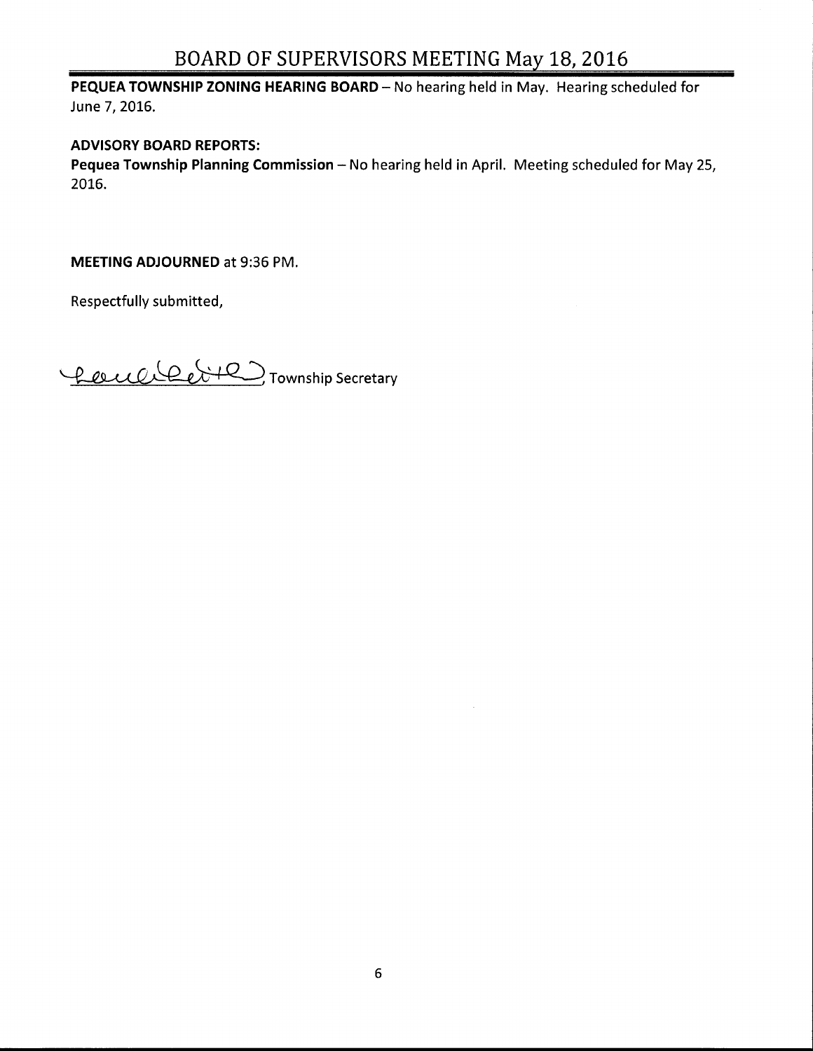**PEQUEA TOWNSHIP ZONING HEARING BOARD** – No hearing held in May. Hearing scheduled for June 7, 2016.

**ADVISORY BOARD REPORTS:**

**Pequea Township Planning Commission** – No hearing held in April. Meeting scheduled for May 25, 2016.

**MEETING ADJOURNED** at 9:36 PM.

Respectfully submitted,

_______________, Township Secretary